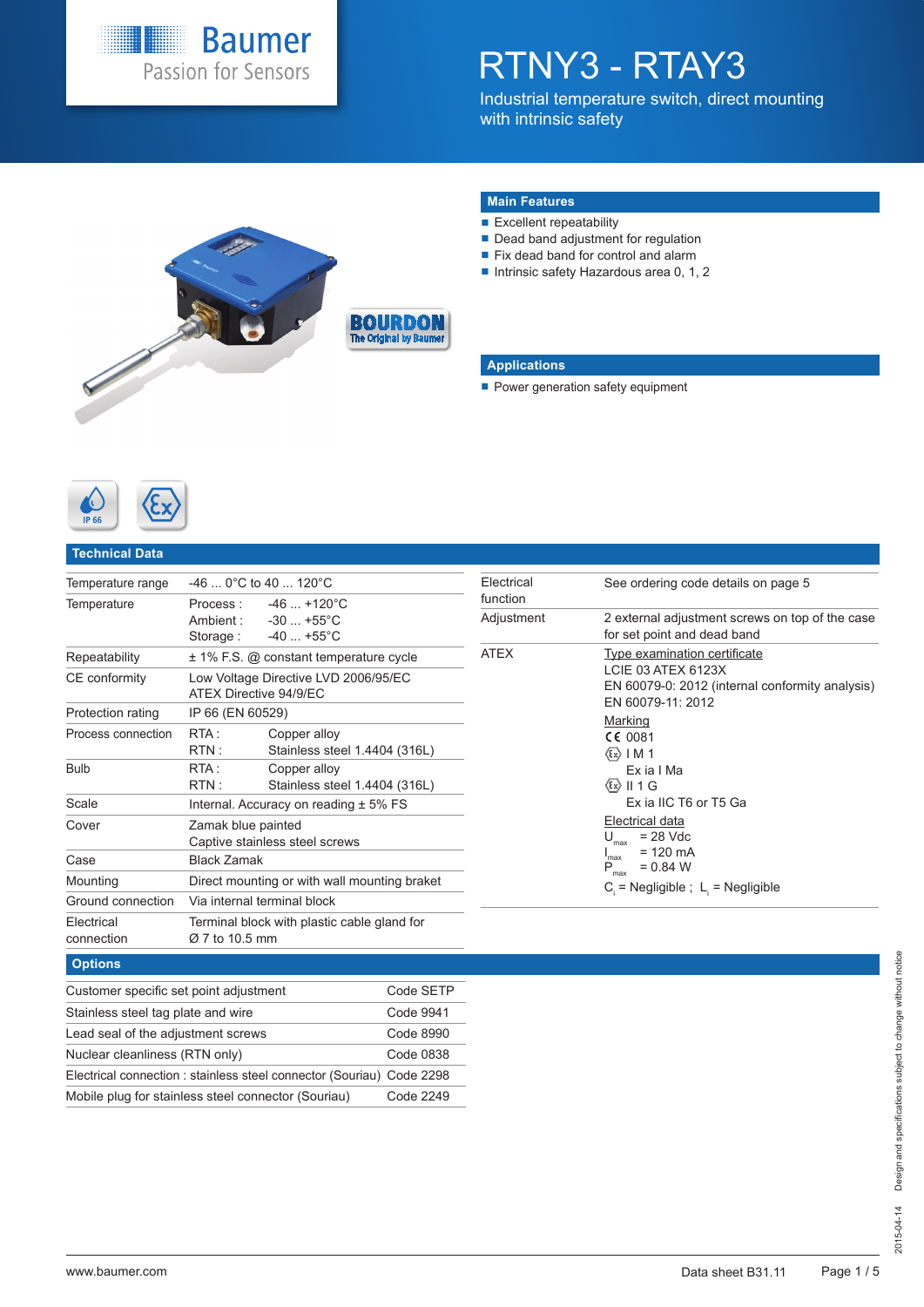# RTNY3 - RTAY3

Industrial temperature switch, direct mounting with intrinsic safety

## Main Features

- Excellent repeatability
- Dead band adjustment for regulation
- Fix dead band for control and alarm
- Intrinsic safety Hazardous area 0, 1, 2

## Applications

- Power generation safety equipment

## Technical Data

| | |
|---|---|
| Temperature range | -46 ... 0°C to 40 ... 120°C |
| Temperature | Process : -46 ... +120°C<br>Ambient : -30 ... +55°C<br>Storage : -40 ... +55°C |
| Repeatability | ± 1% F.S. @ constant temperature cycle |
| CE conformity | Low Voltage Directive LVD 2006/95/EC<br>ATEX Directive 94/9/EC |
| Protection rating | IP 66 (EN 60529) |
| Process connection | RTA : Copper alloy<br>RTN : Stainless steel 1.4404 (316L) |
| Bulb | RTA : Copper alloy<br>RTN : Stainless steel 1.4404 (316L) |
| Scale | Internal. Accuracy on reading ± 5% FS |
| Cover | Zamak blue painted<br>Captive stainless steel screws |
| Case | Black Zamak |
| Mounting | Direct mounting or with wall mounting braket |
| Ground connection | Via internal terminal block |
| Electrical connection | Terminal block with plastic cable gland for Ø 7 to 10.5 mm |

| | |
|---|---|
| Electrical function | See ordering code details on page 5 |
| Adjustment | 2 external adjustment screws on top of the case for set point and dead band |
| ATEX | Type examination certificate<br>LCIE 03 ATEX 6123X<br>EN 60079-0: 2012 (internal conformity analysis)<br>EN 60079-11: 2012<br>Marking<br>CE 0081<br>Ex I M 1<br>Ex ia I Ma<br>Ex II 1 G<br>Ex ia IIC T6 or T5 Ga<br>Electrical data<br>$U_{max}$ = 28 Vdc<br>$I_{max}$ = 120 mA<br>$P_{max}$ = 0.84 W<br>$C_i$ = Negligible ; $L_i$ = Negligible |

## Options

| | |
|---|---|
| Customer specific set point adjustment | Code SETP |
| Stainless steel tag plate and wire | Code 9941 |
| Lead seal of the adjustment screws | Code 8990 |
| Nuclear cleanliness (RTN only) | Code 0838 |
| Electrical connection : stainless steel connector (Souriau) | Code 2298 |
| Mobile plug for stainless steel connector (Souriau) | Code 2249 |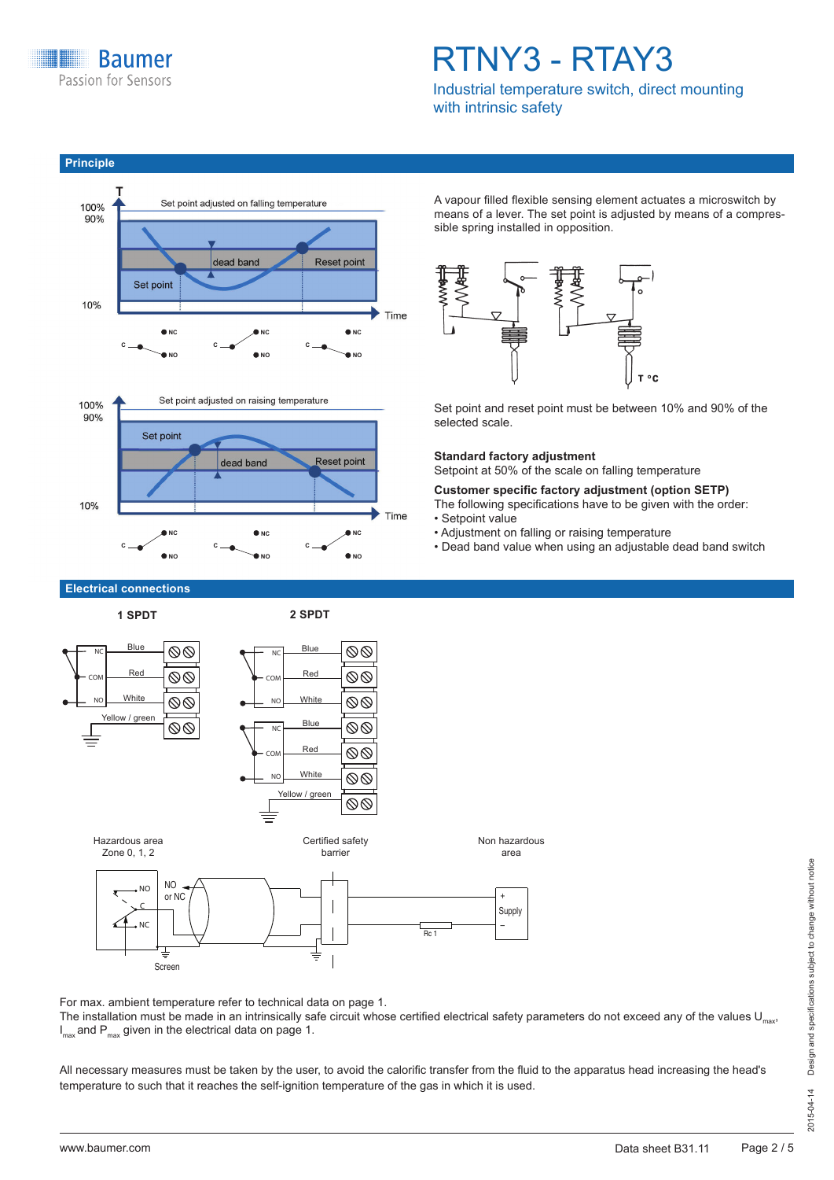# RTNY3 - RTAY3

Industrial temperature switch, direct mounting with intrinsic safety

## Principle

A vapour filled flexible sensing element actuates a microswitch by means of a lever. The set point is adjusted by means of a compressible spring installed in opposition.

Set point and reset point must be between 10% and 90% of the selected scale.

**Standard factory adjustment**
Setpoint at 50% of the scale on falling temperature

**Customer specific factory adjustment (option SETP)**
The following specifications have to be given with the order:

- Setpoint value
- Adjustment on falling or raising temperature
- Dead band value when using an adjustable dead band switch

## Electrical connections

For max. ambient temperature refer to technical data on page 1.
The installation must be made in an intrinsically safe circuit whose certified electrical safety parameters do not exceed any of the values $U_{max}$, $I_{max}$ and $P_{max}$ given in the electrical data on page 1.

All necessary measures must be taken by the user, to avoid the calorific transfer from the fluid to the apparatus head increasing the head's temperature to such that it reaches the self-ignition temperature of the gas in which it is used.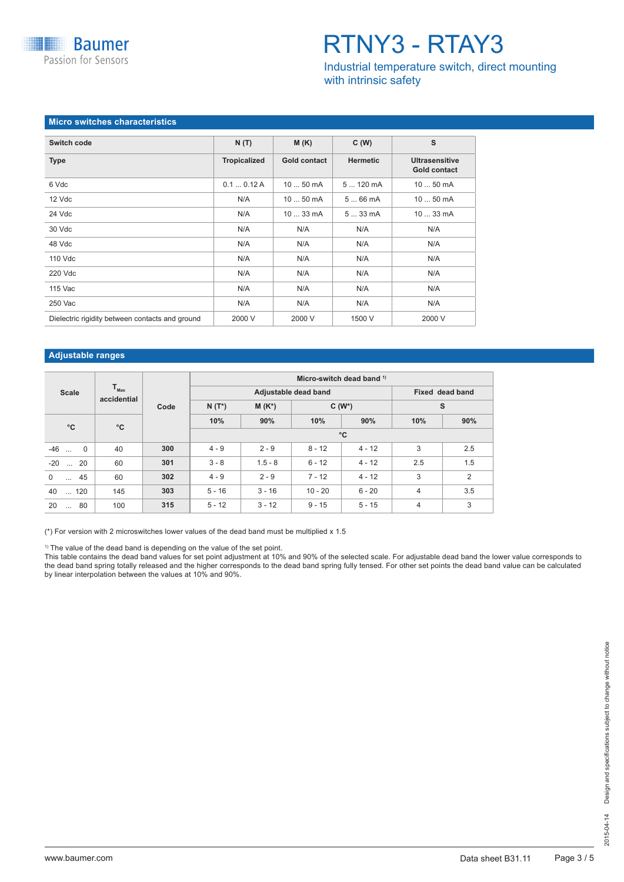## Micro switches characteristics

| Switch code | N (T) | M (K) | C (W) | S |
|---|---|---|---|---|
| **Type** | **Tropicalized** | **Gold contact** | **Hermetic** | **Ultrasensitive Gold contact** |
| 6 Vdc | 0.1 ... 0.12 A | 10 ... 50 mA | 5 ... 120 mA | 10 ... 50 mA |
| 12 Vdc | N/A | 10 ... 50 mA | 5 ... 66 mA | 10 ... 50 mA |
| 24 Vdc | N/A | 10 ... 33 mA | 5 ... 33 mA | 10 ... 33 mA |
| 30 Vdc | N/A | N/A | N/A | N/A |
| 48 Vdc | N/A | N/A | N/A | N/A |
| 110 Vdc | N/A | N/A | N/A | N/A |
| 220 Vdc | N/A | N/A | N/A | N/A |
| 115 Vac | N/A | N/A | N/A | N/A |
| 250 Vac | N/A | N/A | N/A | N/A |
| Dielectric rigidity between contacts and ground | 2000 V | 2000 V | 1500 V | 2000 V |

## Adjustable ranges

| Scale | $T_{Max}$ accidential | Code | Micro-switch dead band [1] | | | | | |
|---|---|---|---|---|---|---|---|---|
| | | | Adjustable dead band | | | | Fixed dead band | |
| | | | N (T*) | M (K*) | C (W*) | | S | |
| °C | °C | | 10% | 90% | 10% | 90% | 10% | 90% |
| | | | °C | | | | | |
| -46 ... 0 | 40 | **300** | 4 - 9 | 2 - 9 | 8 - 12 | 4 - 12 | 3 | 2.5 |
| -20 ... 20 | 60 | **301** | 3 - 8 | 1.5 - 8 | 6 - 12 | 4 - 12 | 2.5 | 1.5 |
| 0 ... 45 | 60 | **302** | 4 - 9 | 2 - 9 | 7 - 12 | 4 - 12 | 3 | 2 |
| 40 ... 120 | 145 | **303** | 5 - 16 | 3 - 16 | 10 - 20 | 6 - 20 | 4 | 3.5 |
| 20 ... 80 | 100 | **315** | 5 - 12 | 3 - 12 | 9 - 15 | 5 - 15 | 4 | 3 |

(*) For version with 2 microswitches lower values of the dead band must be multiplied x 1.5

[1] The value of the dead band is depending on the value of the set point.
This table contains the dead band values for set point adjustment at 10% and 90% of the selected scale. For adjustable dead band the lower value corresponds to the dead band spring totally released and the higher corresponds to the dead band spring fully tensed. For other set points the dead band value can be calculated by linear interpolation between the values at 10% and 90%.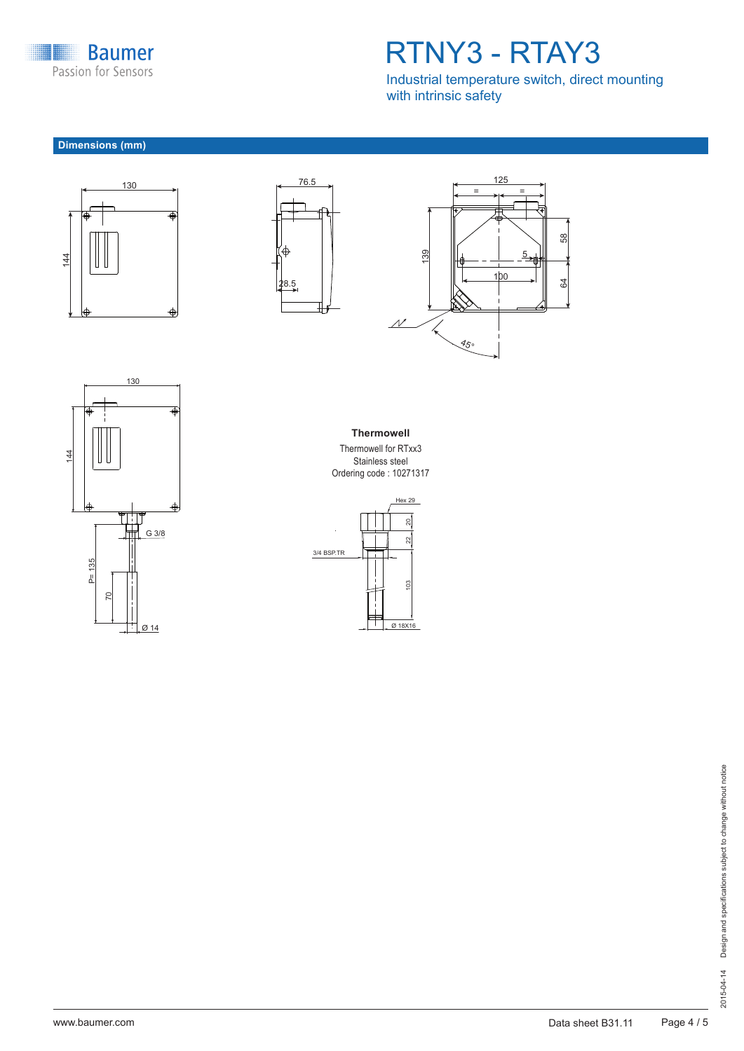## Dimensions (mm)

**Thermowell**

Thermowell for RTxx3
Stainless steel
Ordering code : 10271317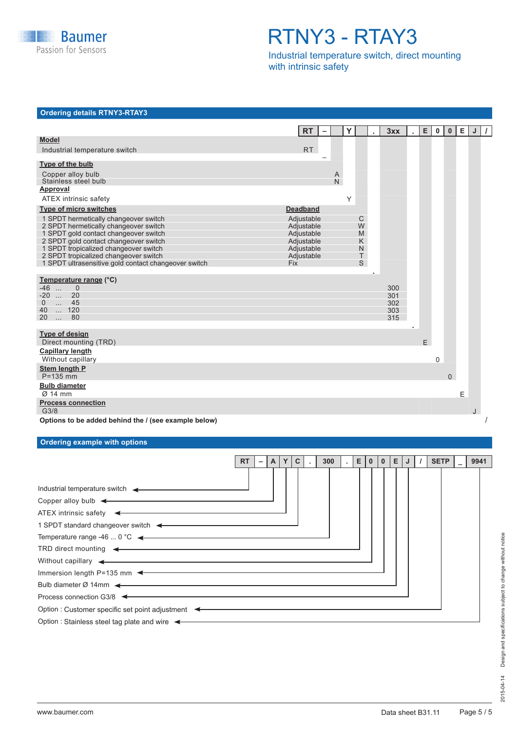# RTNY3 - RTAY3

Industrial temperature switch, direct mounting with intrinsic safety

## Ordering details RTNY3-RTAY3

| RT | – | | Y | | . | 3xx | . | E | 0 | 0 | E | J | / |
|---|---|---|---|---|---|---|---|---|---|---|---|---|---|

**Model**

| | | Code |
|---|---|---|
| Industrial temperature switch | | RT |
| | | – |

**Type of the bulb**

| | Code |
|---|---|
| Copper alloy bulb | A |
| Stainless steel bulb | N |

**Approval**

| | Code |
|---|---|
| ATEX intrinsic safety | Y |

| **Type of micro switches** | **Deadband** | Code |
|---|---|---|
| 1 SPDT hermetically changeover switch | Adjustable | C |
| 2 SPDT hermetically changeover switch | Adjustable | W |
| 1 SPDT gold contact changeover switch | Adjustable | M |
| 2 SPDT gold contact changeover switch | Adjustable | K |
| 1 SPDT tropicalized changeover switch | Adjustable | N |
| 2 SPDT tropicalized changeover switch | Adjustable | T |
| 1 SPDT ultrasensitive gold contact changeover switch | Fix | S |

.

| **Temperature range** (°C) | Code |
|---|---|
| -46 ... 0 | 300 |
| -20 ... 20 | 301 |
| 0 ... 45 | 302 |
| 40 ... 120 | 303 |
| 20 ... 80 | 315 |

.

| | Code |
|---|---|
| **Type of design** | |
| Direct mounting (TRD) | E |
| **Capillary length** | |
| Without capillary | 0 |
| **Stem length P** | |
| P=135 mm | 0 |
| **Bulb diameter** | |
| Ø 14 mm | E |
| **Process connection** | |
| G3/8 | J |

**Options to be added behind the / (see example below)** /

## Ordering example with options

| RT | – | A | Y | C | . | 300 | . | E | 0 | 0 | E | J | / | SETP | _ | 9941 |
|---|---|---|---|---|---|---|---|---|---|---|---|---|---|---|---|---|

- RT: Industrial temperature switch
- A: Copper alloy bulb
- Y: ATEX intrinsic safety
- C: 1 SPDT standard changeover switch
- 300: Temperature range -46 ... 0 °C
- E: TRD direct mounting
- 0: Without capillary
- 0: Immersion length P=135 mm
- E: Bulb diameter Ø 14mm
- J: Process connection G3/8
- SETP: Option : Customer specific set point adjustment
- 9941: Option : Stainless steel tag plate and wire